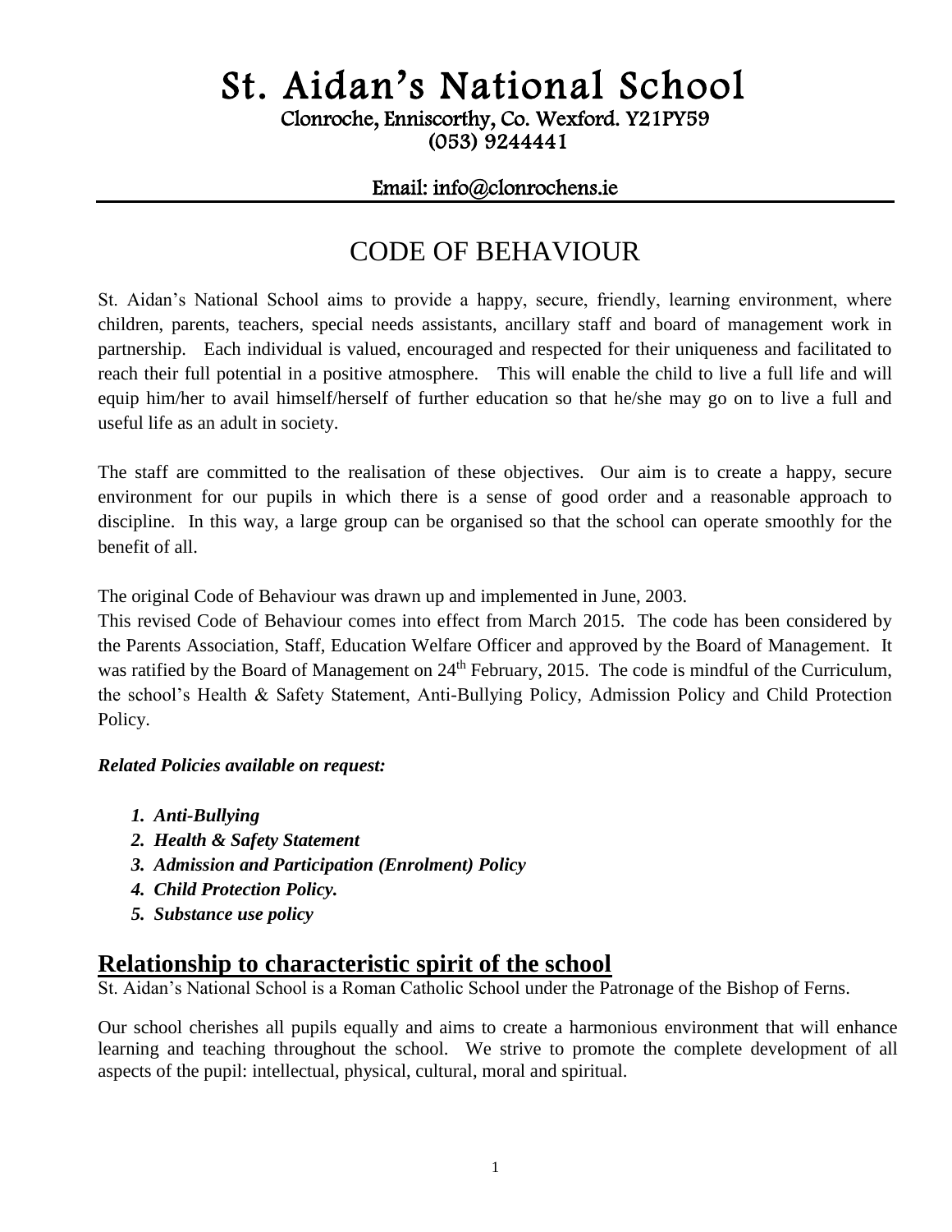# St. Aidan's National School

Clonroche, Enniscorthy, Co. Wexford. Y21PY59
(053) 9244441

Email: info@clonrochens.ie

## CODE OF BEHAVIOUR

St. Aidan's National School aims to provide a happy, secure, friendly, learning environment, where children, parents, teachers, special needs assistants, ancillary staff and board of management work in partnership. Each individual is valued, encouraged and respected for their uniqueness and facilitated to reach their full potential in a positive atmosphere. This will enable the child to live a full life and will equip him/her to avail himself/herself of further education so that he/she may go on to live a full and useful life as an adult in society.

The staff are committed to the realisation of these objectives. Our aim is to create a happy, secure environment for our pupils in which there is a sense of good order and a reasonable approach to discipline. In this way, a large group can be organised so that the school can operate smoothly for the benefit of all.

The original Code of Behaviour was drawn up and implemented in June, 2003.
This revised Code of Behaviour comes into effect from March 2015. The code has been considered by the Parents Association, Staff, Education Welfare Officer and approved by the Board of Management. It was ratified by the Board of Management on 24th February, 2015. The code is mindful of the Curriculum, the school's Health & Safety Statement, Anti-Bullying Policy, Admission Policy and Child Protection Policy.

***Related Policies available on request:***

1. ***Anti-Bullying***
2. ***Health & Safety Statement***
3. ***Admission and Participation (Enrolment) Policy***
4. ***Child Protection Policy.***
5. ***Substance use policy***

## Relationship to characteristic spirit of the school

St. Aidan's National School is a Roman Catholic School under the Patronage of the Bishop of Ferns.

Our school cherishes all pupils equally and aims to create a harmonious environment that will enhance learning and teaching throughout the school. We strive to promote the complete development of all aspects of the pupil: intellectual, physical, cultural, moral and spiritual.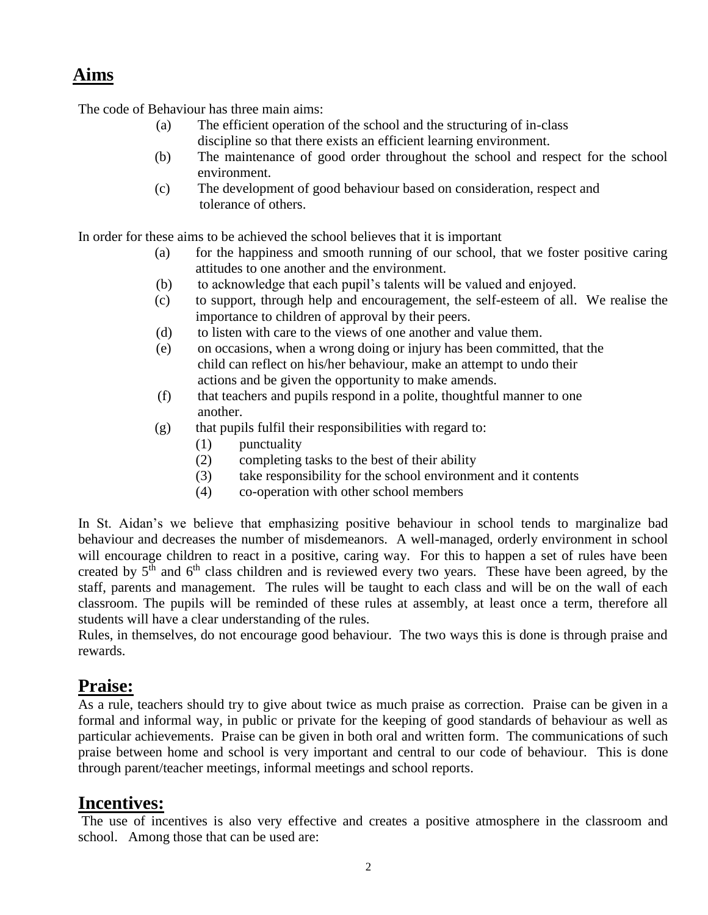## Aims

The code of Behaviour has three main aims:

(a) The efficient operation of the school and the structuring of in-class discipline so that there exists an efficient learning environment.

(b) The maintenance of good order throughout the school and respect for the school environment.

(c) The development of good behaviour based on consideration, respect and tolerance of others.

In order for these aims to be achieved the school believes that it is important

(a) for the happiness and smooth running of our school, that we foster positive caring attitudes to one another and the environment.

(b) to acknowledge that each pupil's talents will be valued and enjoyed.

(c) to support, through help and encouragement, the self-esteem of all. We realise the importance to children of approval by their peers.

(d) to listen with care to the views of one another and value them.

(e) on occasions, when a wrong doing or injury has been committed, that the child can reflect on his/her behaviour, make an attempt to undo their actions and be given the opportunity to make amends.

(f) that teachers and pupils respond in a polite, thoughtful manner to one another.

(g) that pupils fulfil their responsibilities with regard to:

 (1) punctuality
 (2) completing tasks to the best of their ability
 (3) take responsibility for the school environment and it contents
 (4) co-operation with other school members

In St. Aidan's we believe that emphasizing positive behaviour in school tends to marginalize bad behaviour and decreases the number of misdemeanors. A well-managed, orderly environment in school will encourage children to react in a positive, caring way. For this to happen a set of rules have been created by 5th and 6th class children and is reviewed every two years. These have been agreed, by the staff, parents and management. The rules will be taught to each class and will be on the wall of each classroom. The pupils will be reminded of these rules at assembly, at least once a term, therefore all students will have a clear understanding of the rules.

Rules, in themselves, do not encourage good behaviour. The two ways this is done is through praise and rewards.

## Praise:

As a rule, teachers should try to give about twice as much praise as correction. Praise can be given in a formal and informal way, in public or private for the keeping of good standards of behaviour as well as particular achievements. Praise can be given in both oral and written form. The communications of such praise between home and school is very important and central to our code of behaviour. This is done through parent/teacher meetings, informal meetings and school reports.

## Incentives:

The use of incentives is also very effective and creates a positive atmosphere in the classroom and school. Among those that can be used are: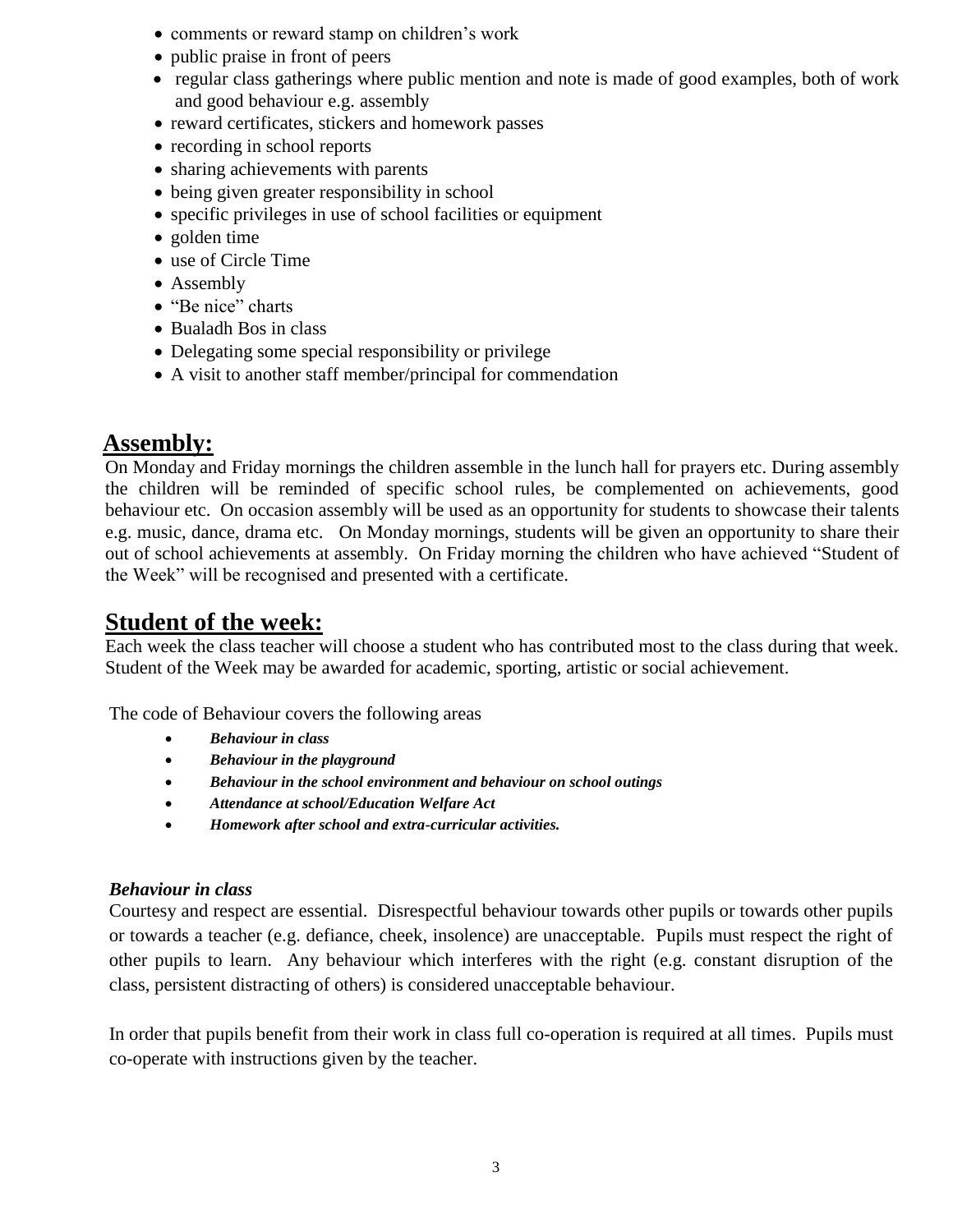- comments or reward stamp on children's work
- public praise in front of peers
- regular class gatherings where public mention and note is made of good examples, both of work and good behaviour e.g. assembly
- reward certificates, stickers and homework passes
- recording in school reports
- sharing achievements with parents
- being given greater responsibility in school
- specific privileges in use of school facilities or equipment
- golden time
- use of Circle Time
- Assembly
- "Be nice" charts
- Bualadh Bos in class
- Delegating some special responsibility or privilege
- A visit to another staff member/principal for commendation

## Assembly:

On Monday and Friday mornings the children assemble in the lunch hall for prayers etc. During assembly the children will be reminded of specific school rules, be complemented on achievements, good behaviour etc. On occasion assembly will be used as an opportunity for students to showcase their talents e.g. music, dance, drama etc. On Monday mornings, students will be given an opportunity to share their out of school achievements at assembly. On Friday morning the children who have achieved "Student of the Week" will be recognised and presented with a certificate.

## Student of the week:

Each week the class teacher will choose a student who has contributed most to the class during that week. Student of the Week may be awarded for academic, sporting, artistic or social achievement.

The code of Behaviour covers the following areas

- ***Behaviour in class***
- ***Behaviour in the playground***
- ***Behaviour in the school environment and behaviour on school outings***
- ***Attendance at school/Education Welfare Act***
- ***Homework after school and extra-curricular activities.***

***Behaviour in class***

Courtesy and respect are essential. Disrespectful behaviour towards other pupils or towards other pupils or towards a teacher (e.g. defiance, cheek, insolence) are unacceptable. Pupils must respect the right of other pupils to learn. Any behaviour which interferes with the right (e.g. constant disruption of the class, persistent distracting of others) is considered unacceptable behaviour.

In order that pupils benefit from their work in class full co-operation is required at all times. Pupils must co-operate with instructions given by the teacher.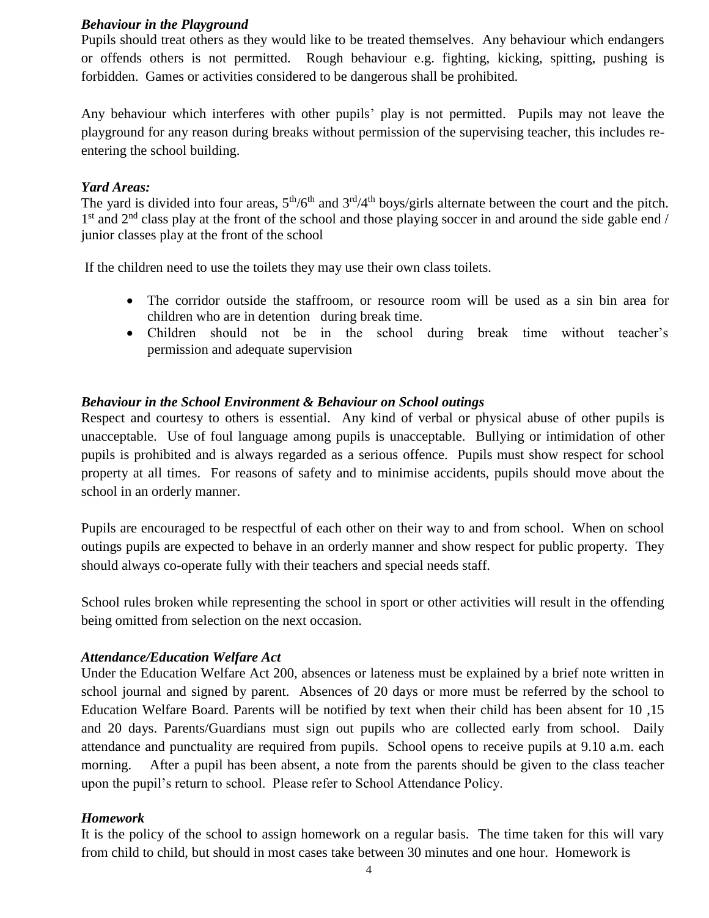### *Behaviour in the Playground*

Pupils should treat others as they would like to be treated themselves. Any behaviour which endangers or offends others is not permitted. Rough behaviour e.g. fighting, kicking, spitting, pushing is forbidden. Games or activities considered to be dangerous shall be prohibited.

Any behaviour which interferes with other pupils' play is not permitted. Pupils may not leave the playground for any reason during breaks without permission of the supervising teacher, this includes re-entering the school building.

### *Yard Areas:*

The yard is divided into four areas, 5th/6th and 3rd/4th boys/girls alternate between the court and the pitch. 1st and 2nd class play at the front of the school and those playing soccer in and around the side gable end / junior classes play at the front of the school

If the children need to use the toilets they may use their own class toilets.

- The corridor outside the staffroom, or resource room will be used as a sin bin area for children who are in detention during break time.
- Children should not be in the school during break time without teacher's permission and adequate supervision

### *Behaviour in the School Environment & Behaviour on School outings*

Respect and courtesy to others is essential. Any kind of verbal or physical abuse of other pupils is unacceptable. Use of foul language among pupils is unacceptable. Bullying or intimidation of other pupils is prohibited and is always regarded as a serious offence. Pupils must show respect for school property at all times. For reasons of safety and to minimise accidents, pupils should move about the school in an orderly manner.

Pupils are encouraged to be respectful of each other on their way to and from school. When on school outings pupils are expected to behave in an orderly manner and show respect for public property. They should always co-operate fully with their teachers and special needs staff.

School rules broken while representing the school in sport or other activities will result in the offending being omitted from selection on the next occasion.

### *Attendance/Education Welfare Act*

Under the Education Welfare Act 200, absences or lateness must be explained by a brief note written in school journal and signed by parent. Absences of 20 days or more must be referred by the school to Education Welfare Board. Parents will be notified by text when their child has been absent for 10 ,15 and 20 days. Parents/Guardians must sign out pupils who are collected early from school. Daily attendance and punctuality are required from pupils. School opens to receive pupils at 9.10 a.m. each morning. After a pupil has been absent, a note from the parents should be given to the class teacher upon the pupil's return to school. Please refer to School Attendance Policy.

### *Homework*

It is the policy of the school to assign homework on a regular basis. The time taken for this will vary from child to child, but should in most cases take between 30 minutes and one hour. Homework is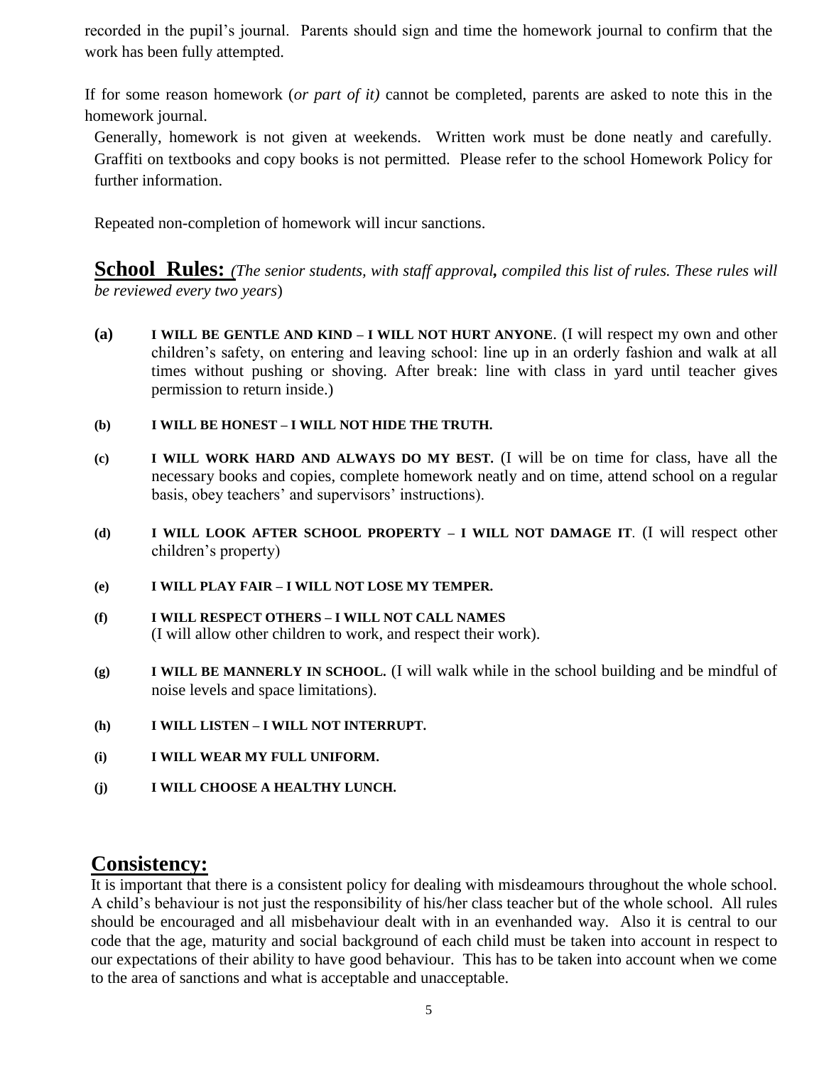recorded in the pupil's journal. Parents should sign and time the homework journal to confirm that the work has been fully attempted.

If for some reason homework (*or part of it)* cannot be completed, parents are asked to note this in the homework journal.

Generally, homework is not given at weekends. Written work must be done neatly and carefully. Graffiti on textbooks and copy books is not permitted. Please refer to the school Homework Policy for further information.

Repeated non-completion of homework will incur sanctions.

## School Rules: *(The senior students, with staff approval, compiled this list of rules. These rules will be reviewed every two years)*

**(a)** **I WILL BE GENTLE AND KIND – I WILL NOT HURT ANYONE**. (I will respect my own and other children's safety, on entering and leaving school: line up in an orderly fashion and walk at all times without pushing or shoving. After break: line with class in yard until teacher gives permission to return inside.)

**(b)** **I WILL BE HONEST – I WILL NOT HIDE THE TRUTH.**

**(c)** **I WILL WORK HARD AND ALWAYS DO MY BEST.** (I will be on time for class, have all the necessary books and copies, complete homework neatly and on time, attend school on a regular basis, obey teachers' and supervisors' instructions).

**(d)** **I WILL LOOK AFTER SCHOOL PROPERTY – I WILL NOT DAMAGE IT**. (I will respect other children's property)

**(e)** **I WILL PLAY FAIR – I WILL NOT LOSE MY TEMPER.**

**(f)** **I WILL RESPECT OTHERS – I WILL NOT CALL NAMES**
(I will allow other children to work, and respect their work).

**(g)** **I WILL BE MANNERLY IN SCHOOL.** (I will walk while in the school building and be mindful of noise levels and space limitations).

**(h)** **I WILL LISTEN – I WILL NOT INTERRUPT.**

**(i)** **I WILL WEAR MY FULL UNIFORM.**

**(j)** **I WILL CHOOSE A HEALTHY LUNCH.**

## Consistency:

It is important that there is a consistent policy for dealing with misdeamours throughout the whole school. A child's behaviour is not just the responsibility of his/her class teacher but of the whole school. All rules should be encouraged and all misbehaviour dealt with in an evenhanded way. Also it is central to our code that the age, maturity and social background of each child must be taken into account in respect to our expectations of their ability to have good behaviour. This has to be taken into account when we come to the area of sanctions and what is acceptable and unacceptable.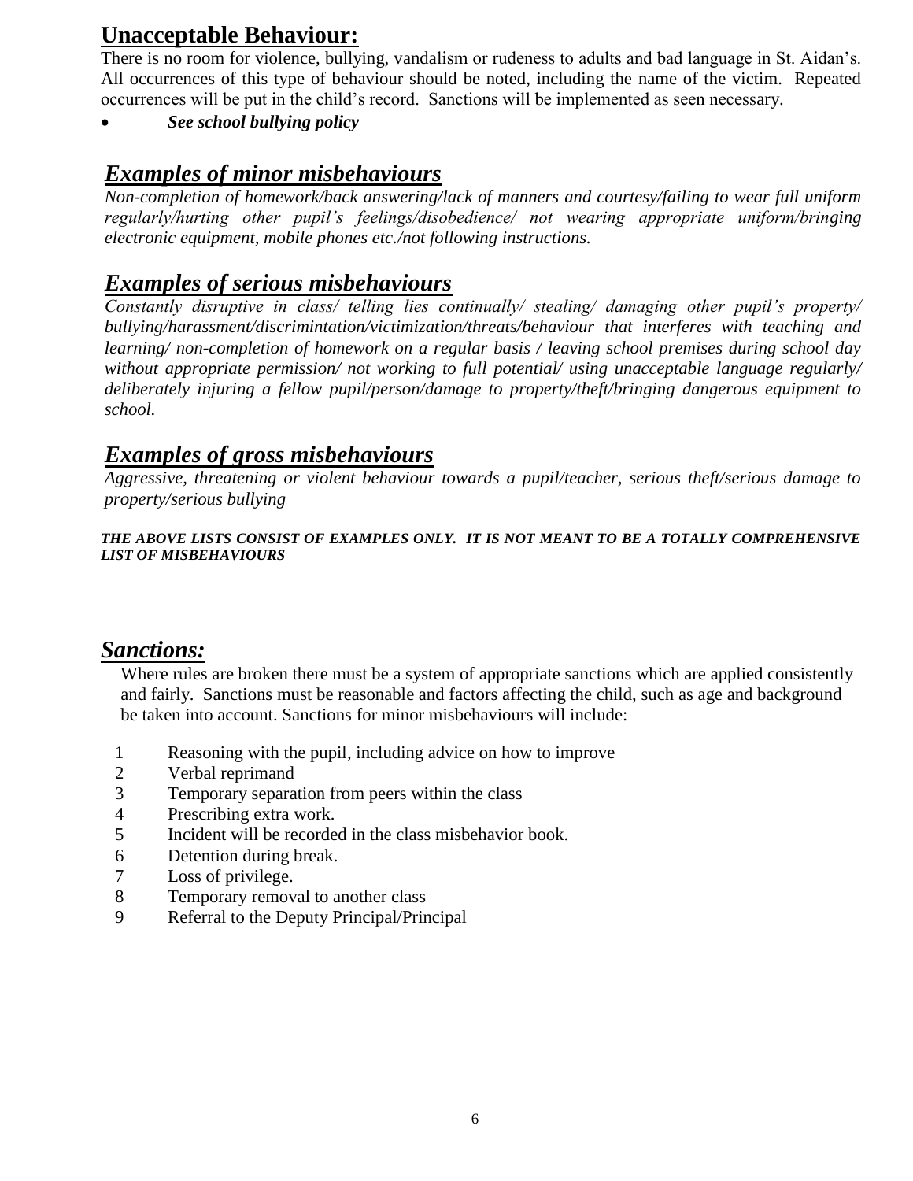## Unacceptable Behaviour:

There is no room for violence, bullying, vandalism or rudeness to adults and bad language in St. Aidan's. All occurrences of this type of behaviour should be noted, including the name of the victim. Repeated occurrences will be put in the child's record. Sanctions will be implemented as seen necessary.

- ***See school bullying policy***

## *Examples of minor misbehaviours*

*Non-completion of homework/back answering/lack of manners and courtesy/failing to wear full uniform regularly/hurting other pupil's feelings/disobedience/ not wearing appropriate uniform/bringing electronic equipment, mobile phones etc./not following instructions.*

## *Examples of serious misbehaviours*

*Constantly disruptive in class/ telling lies continually/ stealing/ damaging other pupil's property/ bullying/harassment/discrimintation/victimization/threats/behaviour that interferes with teaching and learning/ non-completion of homework on a regular basis / leaving school premises during school day without appropriate permission/ not working to full potential/ using unacceptable language regularly/ deliberately injuring a fellow pupil/person/damage to property/theft/bringing dangerous equipment to school.*

## *Examples of gross misbehaviours*

*Aggressive, threatening or violent behaviour towards a pupil/teacher, serious theft/serious damage to property/serious bullying*

***THE ABOVE LISTS CONSIST OF EXAMPLES ONLY. IT IS NOT MEANT TO BE A TOTALLY COMPREHENSIVE LIST OF MISBEHAVIOURS***

## *Sanctions:*

Where rules are broken there must be a system of appropriate sanctions which are applied consistently and fairly. Sanctions must be reasonable and factors affecting the child, such as age and background be taken into account. Sanctions for minor misbehaviours will include:

1. Reasoning with the pupil, including advice on how to improve
2. Verbal reprimand
3. Temporary separation from peers within the class
4. Prescribing extra work.
5. Incident will be recorded in the class misbehavior book.
6. Detention during break.
7. Loss of privilege.
8. Temporary removal to another class
9. Referral to the Deputy Principal/Principal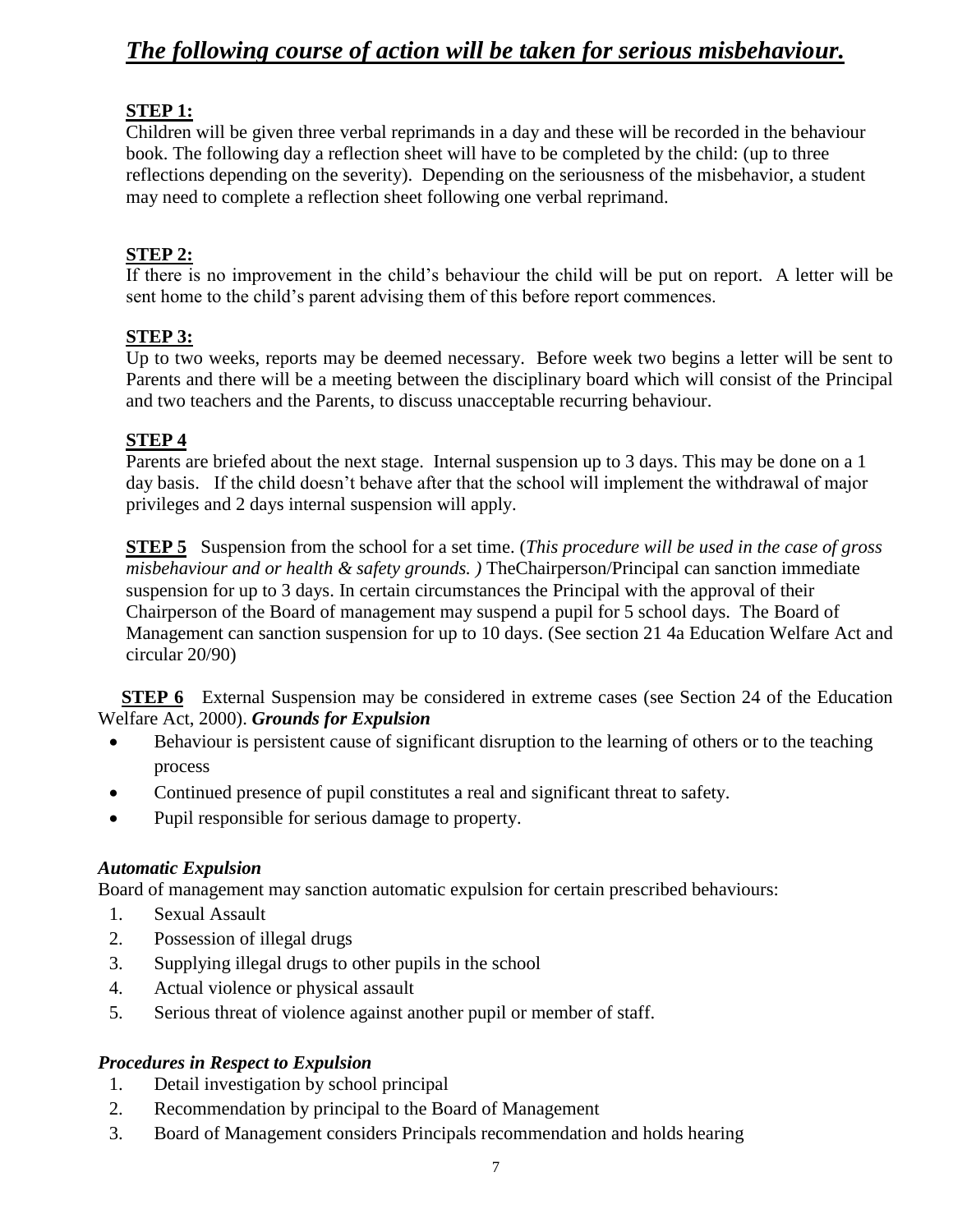## *The following course of action will be taken for serious misbehaviour.*

**STEP 1:**
Children will be given three verbal reprimands in a day and these will be recorded in the behaviour book. The following day a reflection sheet will have to be completed by the child: (up to three reflections depending on the severity). Depending on the seriousness of the misbehavior, a student may need to complete a reflection sheet following one verbal reprimand.

**STEP 2:**
If there is no improvement in the child's behaviour the child will be put on report. A letter will be sent home to the child's parent advising them of this before report commences.

**STEP 3:**
Up to two weeks, reports may be deemed necessary. Before week two begins a letter will be sent to Parents and there will be a meeting between the disciplinary board which will consist of the Principal and two teachers and the Parents, to discuss unacceptable recurring behaviour.

**STEP 4**
Parents are briefed about the next stage. Internal suspension up to 3 days. This may be done on a 1 day basis. If the child doesn't behave after that the school will implement the withdrawal of major privileges and 2 days internal suspension will apply.

**STEP 5** Suspension from the school for a set time. (*This procedure will be used in the case of gross misbehaviour and or health & safety grounds. )* TheChairperson/Principal can sanction immediate suspension for up to 3 days. In certain circumstances the Principal with the approval of their Chairperson of the Board of management may suspend a pupil for 5 school days. The Board of Management can sanction suspension for up to 10 days. (See section 21 4a Education Welfare Act and circular 20/90)

**STEP 6** External Suspension may be considered in extreme cases (see Section 24 of the Education Welfare Act, 2000). ***Grounds for Expulsion***

- Behaviour is persistent cause of significant disruption to the learning of others or to the teaching process
- Continued presence of pupil constitutes a real and significant threat to safety.
- Pupil responsible for serious damage to property.

### *Automatic Expulsion*

Board of management may sanction automatic expulsion for certain prescribed behaviours:

1. Sexual Assault
2. Possession of illegal drugs
3. Supplying illegal drugs to other pupils in the school
4. Actual violence or physical assault
5. Serious threat of violence against another pupil or member of staff.

### *Procedures in Respect to Expulsion*

1. Detail investigation by school principal
2. Recommendation by principal to the Board of Management
3. Board of Management considers Principals recommendation and holds hearing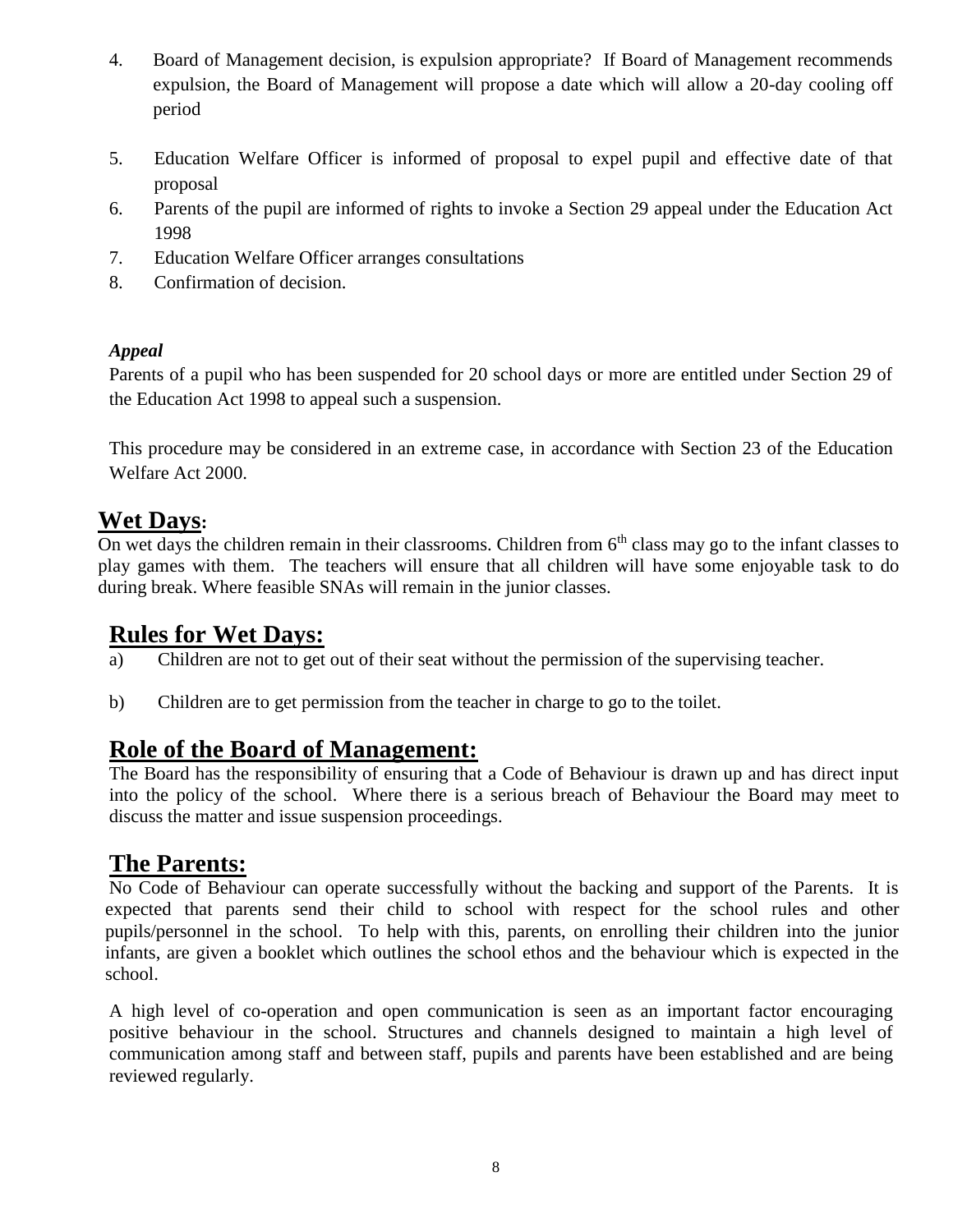4. Board of Management decision, is expulsion appropriate? If Board of Management recommends expulsion, the Board of Management will propose a date which will allow a 20-day cooling off period
5. Education Welfare Officer is informed of proposal to expel pupil and effective date of that proposal
6. Parents of the pupil are informed of rights to invoke a Section 29 appeal under the Education Act 1998
7. Education Welfare Officer arranges consultations
8. Confirmation of decision.

***Appeal***

Parents of a pupil who has been suspended for 20 school days or more are entitled under Section 29 of the Education Act 1998 to appeal such a suspension.

This procedure may be considered in an extreme case, in accordance with Section 23 of the Education Welfare Act 2000.

## Wet Days:

On wet days the children remain in their classrooms. Children from 6th class may go to the infant classes to play games with them. The teachers will ensure that all children will have some enjoyable task to do during break. Where feasible SNAs will remain in the junior classes.

## Rules for Wet Days:

a) Children are not to get out of their seat without the permission of the supervising teacher.

b) Children are to get permission from the teacher in charge to go to the toilet.

## Role of the Board of Management:

The Board has the responsibility of ensuring that a Code of Behaviour is drawn up and has direct input into the policy of the school. Where there is a serious breach of Behaviour the Board may meet to discuss the matter and issue suspension proceedings.

## The Parents:

No Code of Behaviour can operate successfully without the backing and support of the Parents. It is expected that parents send their child to school with respect for the school rules and other pupils/personnel in the school. To help with this, parents, on enrolling their children into the junior infants, are given a booklet which outlines the school ethos and the behaviour which is expected in the school.

A high level of co-operation and open communication is seen as an important factor encouraging positive behaviour in the school. Structures and channels designed to maintain a high level of communication among staff and between staff, pupils and parents have been established and are being reviewed regularly.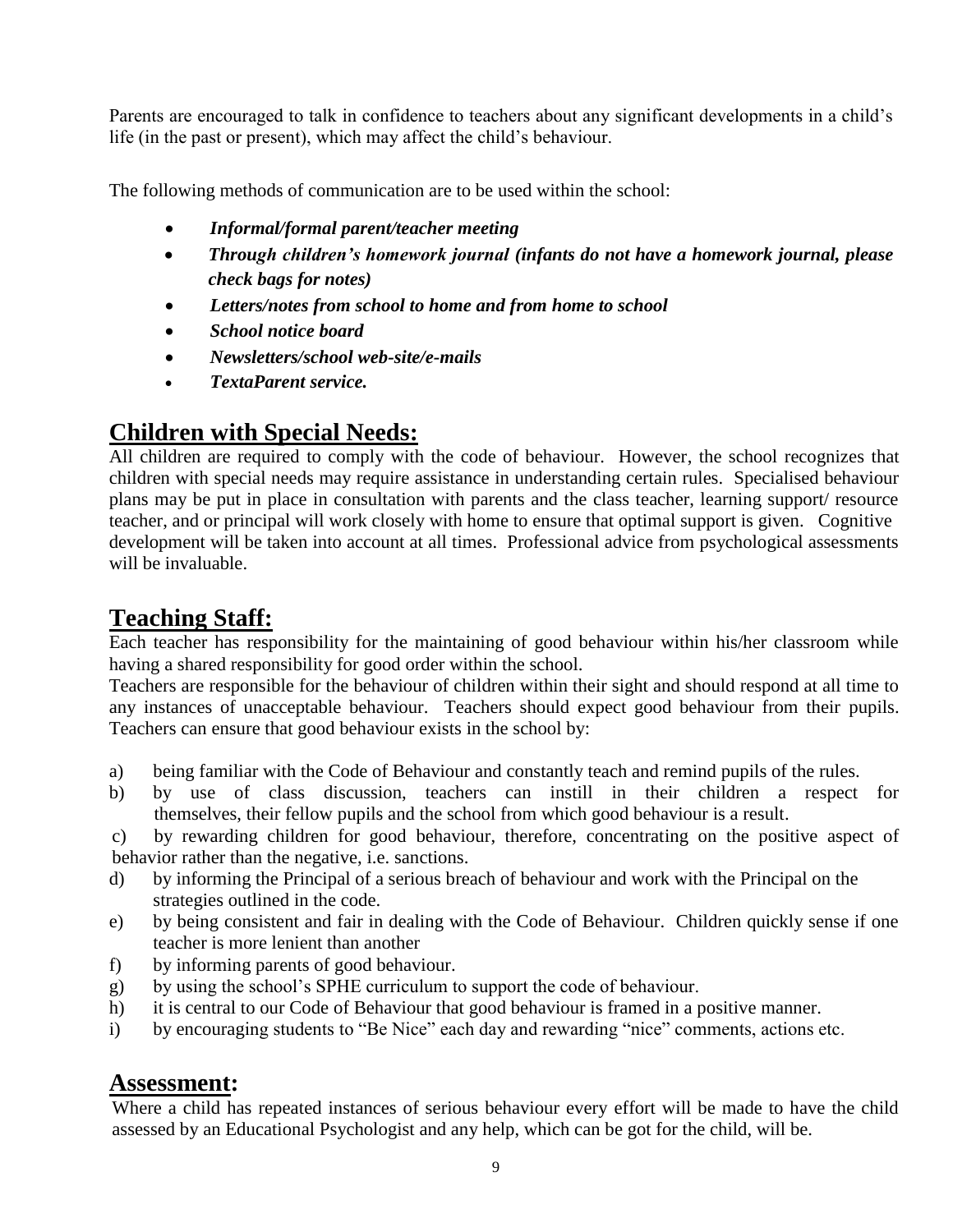Parents are encouraged to talk in confidence to teachers about any significant developments in a child's life (in the past or present), which may affect the child's behaviour.

The following methods of communication are to be used within the school:

- ***Informal/formal parent/teacher meeting***
- ***Through children's homework journal (infants do not have a homework journal, please check bags for notes)***
- ***Letters/notes from school to home and from home to school***
- ***School notice board***
- ***Newsletters/school web-site/e-mails***
- ***TextaParent service.***

## Children with Special Needs:

All children are required to comply with the code of behaviour. However, the school recognizes that children with special needs may require assistance in understanding certain rules. Specialised behaviour plans may be put in place in consultation with parents and the class teacher, learning support/ resource teacher, and or principal will work closely with home to ensure that optimal support is given. Cognitive development will be taken into account at all times. Professional advice from psychological assessments will be invaluable.

## Teaching Staff:

Each teacher has responsibility for the maintaining of good behaviour within his/her classroom while having a shared responsibility for good order within the school.

Teachers are responsible for the behaviour of children within their sight and should respond at all time to any instances of unacceptable behaviour. Teachers should expect good behaviour from their pupils. Teachers can ensure that good behaviour exists in the school by:

a) being familiar with the Code of Behaviour and constantly teach and remind pupils of the rules.
b) by use of class discussion, teachers can instill in their children a respect for themselves, their fellow pupils and the school from which good behaviour is a result.
c) by rewarding children for good behaviour, therefore, concentrating on the positive aspect of behavior rather than the negative, i.e. sanctions.
d) by informing the Principal of a serious breach of behaviour and work with the Principal on the strategies outlined in the code.
e) by being consistent and fair in dealing with the Code of Behaviour. Children quickly sense if one teacher is more lenient than another
f) by informing parents of good behaviour.
g) by using the school's SPHE curriculum to support the code of behaviour.
h) it is central to our Code of Behaviour that good behaviour is framed in a positive manner.
i) by encouraging students to "Be Nice" each day and rewarding "nice" comments, actions etc.

## Assessment:

Where a child has repeated instances of serious behaviour every effort will be made to have the child assessed by an Educational Psychologist and any help, which can be got for the child, will be.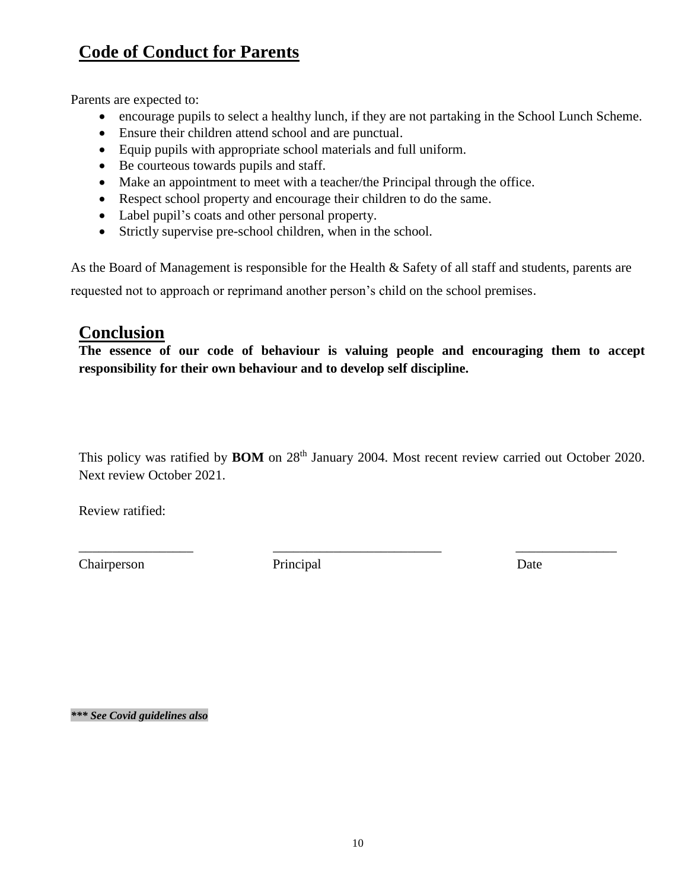## **Code of Conduct for Parents**

Parents are expected to:

- encourage pupils to select a healthy lunch, if they are not partaking in the School Lunch Scheme.
- Ensure their children attend school and are punctual.
- Equip pupils with appropriate school materials and full uniform.
- Be courteous towards pupils and staff.
- Make an appointment to meet with a teacher/the Principal through the office.
- Respect school property and encourage their children to do the same.
- Label pupil's coats and other personal property.
- Strictly supervise pre-school children, when in the school.

As the Board of Management is responsible for the Health & Safety of all staff and students, parents are requested not to approach or reprimand another person's child on the school premises.

## **Conclusion**

**The essence of our code of behaviour is valuing people and encouraging them to accept responsibility for their own behaviour and to develop self discipline.**

This policy was ratified by **BOM** on 28th January 2004. Most recent review carried out October 2020. Next review October 2021.

Review ratified:

| | | |
|---|---|---|
| _________________ | __________________________ | _______________ |
| Chairperson | Principal | Date |

***\*\*\* See Covid guidelines also***